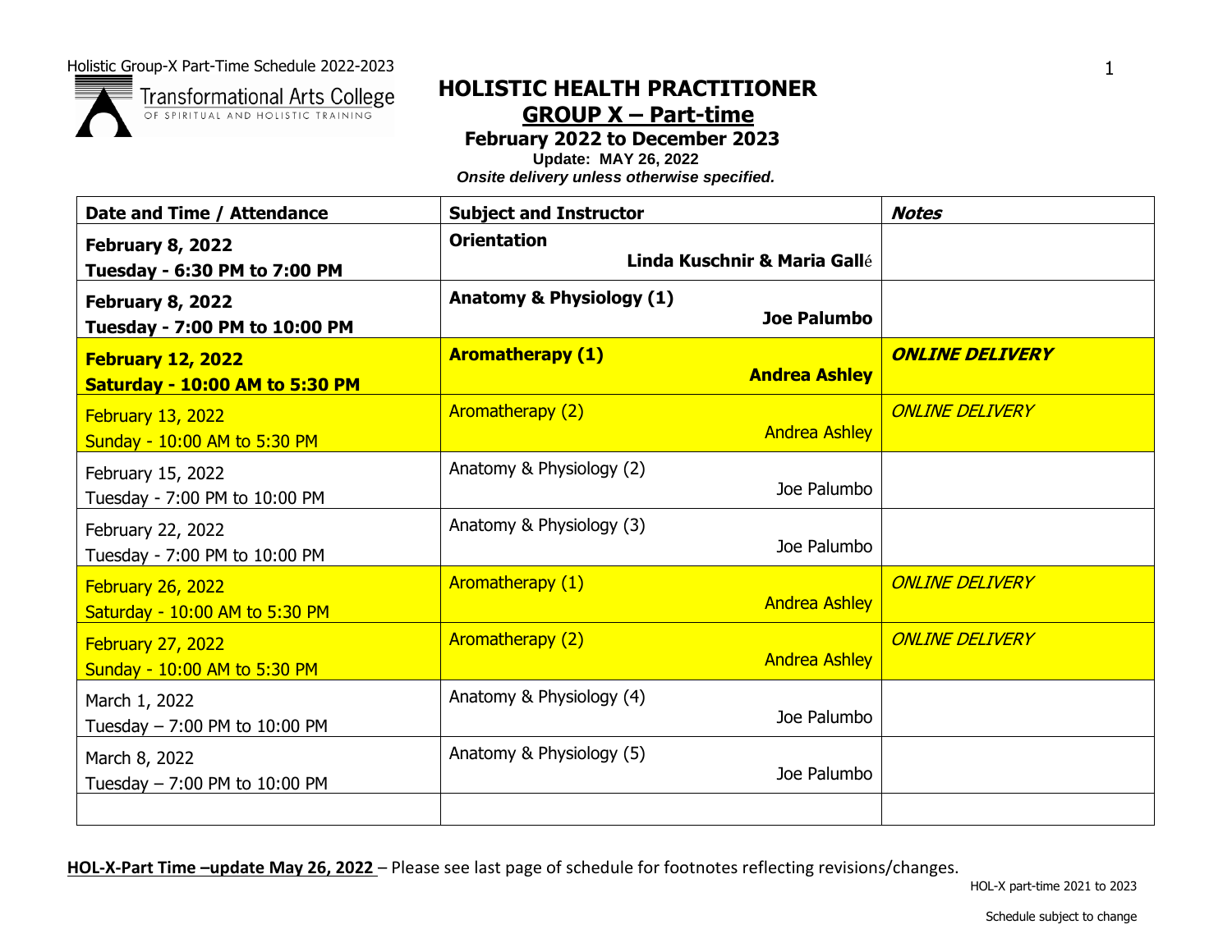# HOLISTIC HEALTH PRACTITIONER

## GROUP X – Part-time

**February 2022 to December 2023**

**Update: MAY 26, 2022**

***Onsite delivery unless otherwise specified.***

| Date and Time / Attendance | Subject and Instructor | *Notes* |
|---|---|---|
| **February 8, 2022**<br>**Tuesday - 6:30 PM to 7:00 PM** | **Orientation**<br>**Linda Kuschnir & Maria Gallé** | |
| **February 8, 2022**<br>**Tuesday - 7:00 PM to 10:00 PM** | **Anatomy & Physiology (1)**<br>**Joe Palumbo** | |
| **February 12, 2022**<br>**Saturday - 10:00 AM to 5:30 PM** | **Aromatherapy (1)**<br>**Andrea Ashley** | ***ONLINE DELIVERY*** |
| February 13, 2022<br>Sunday - 10:00 AM to 5:30 PM | Aromatherapy (2)<br>Andrea Ashley | *ONLINE DELIVERY* |
| February 15, 2022<br>Tuesday - 7:00 PM to 10:00 PM | Anatomy & Physiology (2)<br>Joe Palumbo | |
| February 22, 2022<br>Tuesday - 7:00 PM to 10:00 PM | Anatomy & Physiology (3)<br>Joe Palumbo | |
| February 26, 2022<br>Saturday - 10:00 AM to 5:30 PM | Aromatherapy (1)<br>Andrea Ashley | *ONLINE DELIVERY* |
| February 27, 2022<br>Sunday - 10:00 AM to 5:30 PM | Aromatherapy (2)<br>Andrea Ashley | *ONLINE DELIVERY* |
| March 1, 2022<br>Tuesday – 7:00 PM to 10:00 PM | Anatomy & Physiology (4)<br>Joe Palumbo | |
| March 8, 2022<br>Tuesday – 7:00 PM to 10:00 PM | Anatomy & Physiology (5)<br>Joe Palumbo | |
| | | |

**HOL-X-Part Time –update May 26, 2022** – Please see last page of schedule for footnotes reflecting revisions/changes.

Schedule subject to change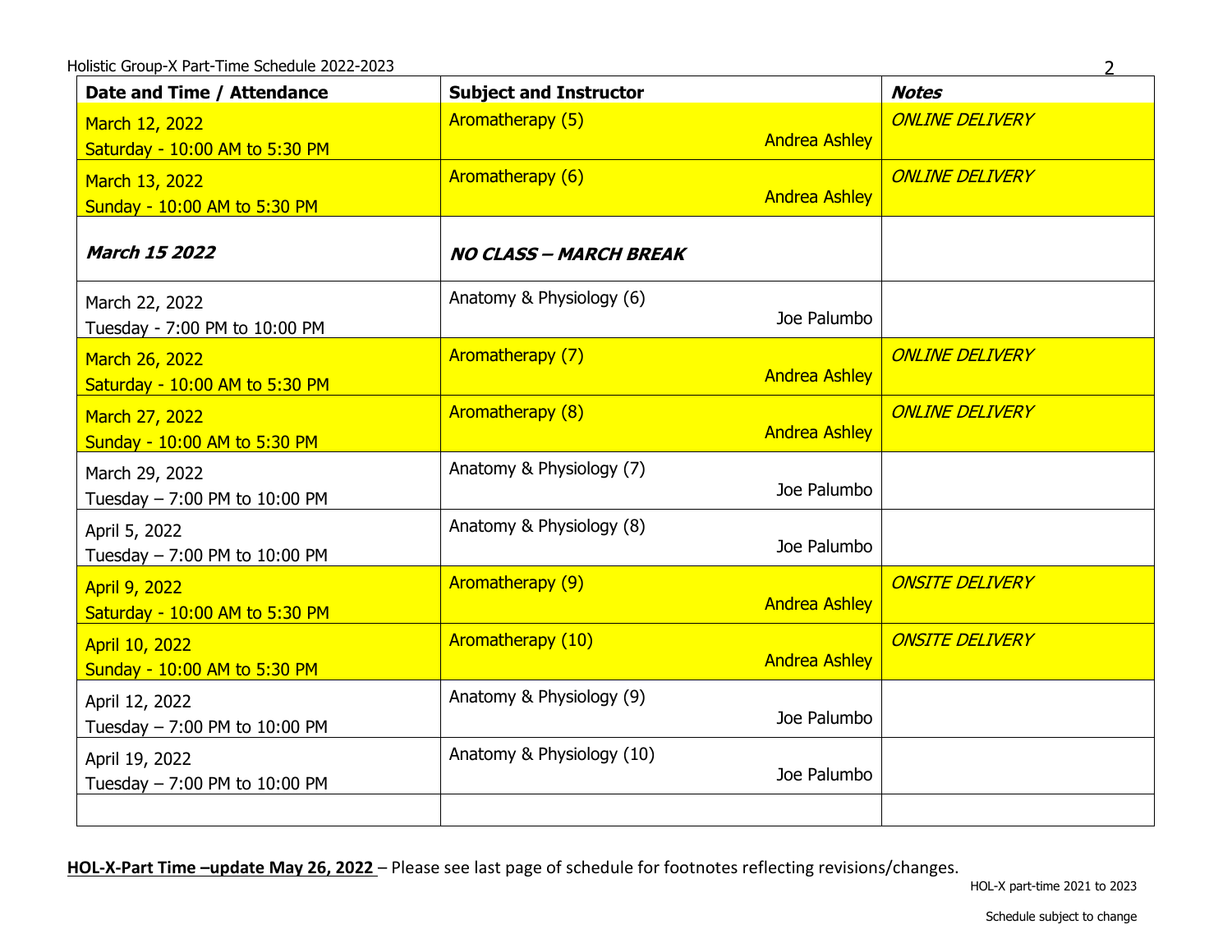| Date and Time / Attendance | Subject and Instructor | *Notes* |
| --- | --- | --- |
| March 12, 2022<br>Saturday - 10:00 AM to 5:30 PM | Aromatherapy (5)<br>Andrea Ashley | *ONLINE DELIVERY* |
| March 13, 2022<br>Sunday - 10:00 AM to 5:30 PM | Aromatherapy (6)<br>Andrea Ashley | *ONLINE DELIVERY* |
| ***March 15 2022*** | ***NO CLASS – MARCH BREAK*** | |
| March 22, 2022<br>Tuesday - 7:00 PM to 10:00 PM | Anatomy & Physiology (6)<br>Joe Palumbo | |
| March 26, 2022<br>Saturday - 10:00 AM to 5:30 PM | Aromatherapy (7)<br>Andrea Ashley | *ONLINE DELIVERY* |
| March 27, 2022<br>Sunday - 10:00 AM to 5:30 PM | Aromatherapy (8)<br>Andrea Ashley | *ONLINE DELIVERY* |
| March 29, 2022<br>Tuesday – 7:00 PM to 10:00 PM | Anatomy & Physiology (7)<br>Joe Palumbo | |
| April 5, 2022<br>Tuesday – 7:00 PM to 10:00 PM | Anatomy & Physiology (8)<br>Joe Palumbo | |
| April 9, 2022<br>Saturday - 10:00 AM to 5:30 PM | Aromatherapy (9)<br>Andrea Ashley | *ONSITE DELIVERY* |
| April 10, 2022<br>Sunday - 10:00 AM to 5:30 PM | Aromatherapy (10)<br>Andrea Ashley | *ONSITE DELIVERY* |
| April 12, 2022<br>Tuesday – 7:00 PM to 10:00 PM | Anatomy & Physiology (9)<br>Joe Palumbo | |
| April 19, 2022<br>Tuesday – 7:00 PM to 10:00 PM | Anatomy & Physiology (10)<br>Joe Palumbo | |
| | | |

**HOL-X-Part Time –update May 26, 2022** – Please see last page of schedule for footnotes reflecting revisions/changes.

Schedule subject to change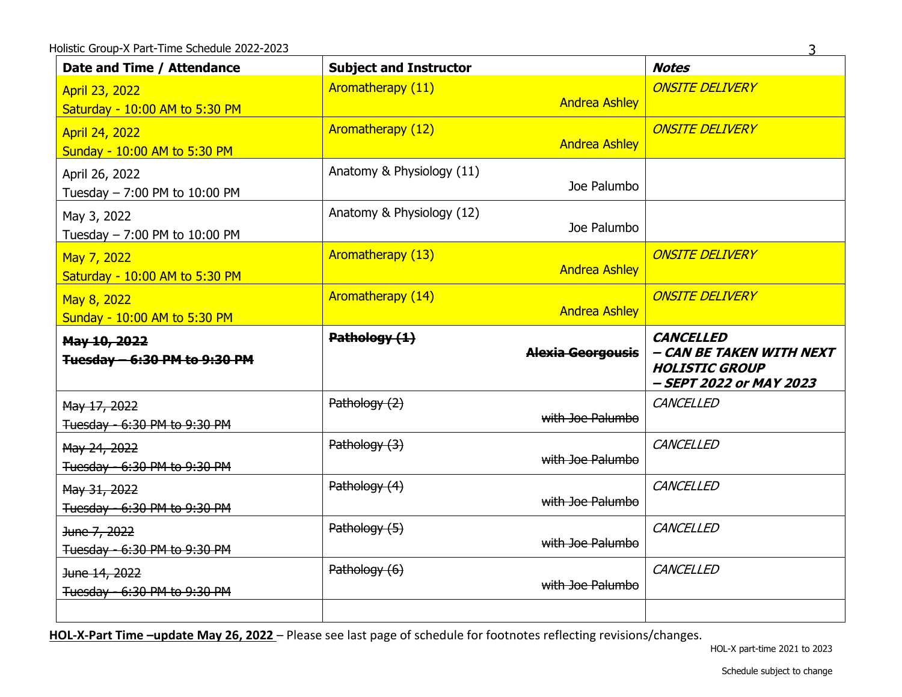| Date and Time / Attendance | Subject and Instructor | *Notes* |
|---|---|---|
| April 23, 2022<br>Saturday - 10:00 AM to 5:30 PM | Aromatherapy (11)<br>Andrea Ashley | *ONSITE DELIVERY* |
| April 24, 2022<br>Sunday - 10:00 AM to 5:30 PM | Aromatherapy (12)<br>Andrea Ashley | *ONSITE DELIVERY* |
| April 26, 2022<br>Tuesday – 7:00 PM to 10:00 PM | Anatomy & Physiology (11)<br>Joe Palumbo | |
| May 3, 2022<br>Tuesday – 7:00 PM to 10:00 PM | Anatomy & Physiology (12)<br>Joe Palumbo | |
| May 7, 2022<br>Saturday - 10:00 AM to 5:30 PM | Aromatherapy (13)<br>Andrea Ashley | *ONSITE DELIVERY* |
| May 8, 2022<br>Sunday - 10:00 AM to 5:30 PM | Aromatherapy (14)<br>Andrea Ashley | *ONSITE DELIVERY* |
| ~~**May 10, 2022**~~<br>~~**Tuesday – 6:30 PM to 9:30 PM**~~ | ~~**Pathology (1)**~~<br>~~**Alexia Georgousis**~~ | ***CANCELLED***<br>***– CAN BE TAKEN WITH NEXT HOLISTIC GROUP***<br>***– SEPT 2022 or MAY 2023*** |
| ~~May 17, 2022~~<br>~~Tuesday - 6:30 PM to 9:30 PM~~ | ~~Pathology (2)~~<br>~~with Joe Palumbo~~ | *CANCELLED* |
| ~~May 24, 2022~~<br>~~Tuesday - 6:30 PM to 9:30 PM~~ | ~~Pathology (3)~~<br>~~with Joe Palumbo~~ | *CANCELLED* |
| ~~May 31, 2022~~<br>~~Tuesday - 6:30 PM to 9:30 PM~~ | ~~Pathology (4)~~<br>~~with Joe Palumbo~~ | *CANCELLED* |
| ~~June 7, 2022~~<br>~~Tuesday - 6:30 PM to 9:30 PM~~ | ~~Pathology (5)~~<br>~~with Joe Palumbo~~ | *CANCELLED* |
| ~~June 14, 2022~~<br>~~Tuesday - 6:30 PM to 9:30 PM~~ | ~~Pathology (6)~~<br>~~with Joe Palumbo~~ | *CANCELLED* |
| | | |

**HOL-X-Part Time –update May 26, 2022** – Please see last page of schedule for footnotes reflecting revisions/changes.

HOL-X part-time 2021 to 2023

Schedule subject to change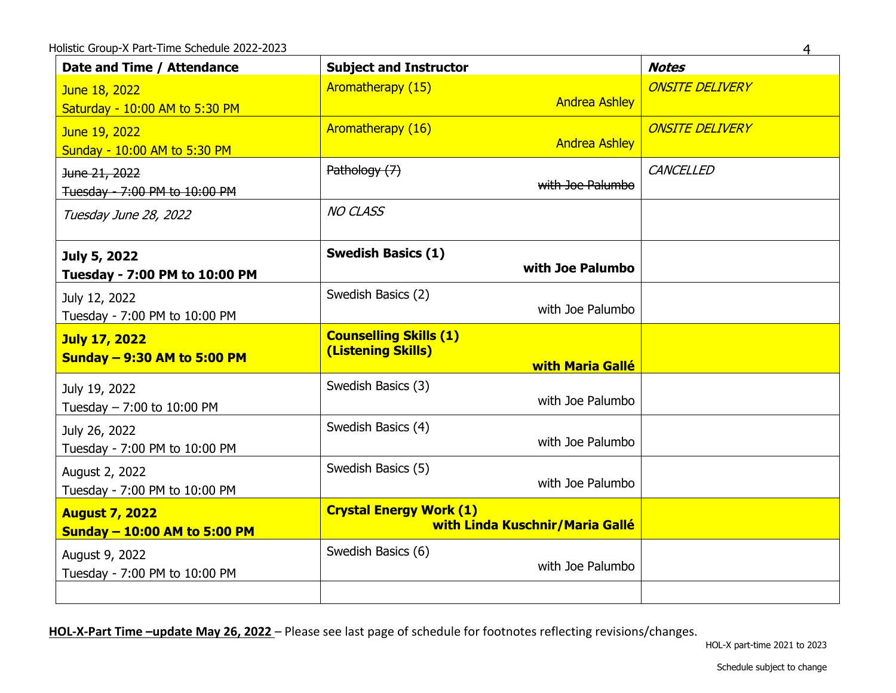| **Date and Time / Attendance** | **Subject and Instructor** | ***Notes*** |
| --- | --- | --- |
| June 18, 2022<br>Saturday - 10:00 AM to 5:30 PM | Aromatherapy (15)<br>Andrea Ashley | *ONSITE DELIVERY* |
| June 19, 2022<br>Sunday - 10:00 AM to 5:30 PM | Aromatherapy (16)<br>Andrea Ashley | *ONSITE DELIVERY* |
| ~~June 21, 2022~~<br>~~Tuesday - 7:00 PM to 10:00 PM~~ | ~~Pathology (7)~~<br>~~with Joe Palumbo~~ | *CANCELLED* |
| *Tuesday June 28, 2022* | *NO CLASS* | |
| **July 5, 2022**<br>**Tuesday - 7:00 PM to 10:00 PM** | **Swedish Basics (1)**<br>**with Joe Palumbo** | |
| July 12, 2022<br>Tuesday - 7:00 PM to 10:00 PM | Swedish Basics (2)<br>with Joe Palumbo | |
| **July 17, 2022**<br>**Sunday – 9:30 AM to 5:00 PM** | **Counselling Skills (1)**<br>**(Listening Skills)**<br>**with Maria Gallé** | |
| July 19, 2022<br>Tuesday – 7:00 to 10:00 PM | Swedish Basics (3)<br>with Joe Palumbo | |
| July 26, 2022<br>Tuesday - 7:00 PM to 10:00 PM | Swedish Basics (4)<br>with Joe Palumbo | |
| August 2, 2022<br>Tuesday - 7:00 PM to 10:00 PM | Swedish Basics (5)<br>with Joe Palumbo | |
| **August 7, 2022**<br>**Sunday – 10:00 AM to 5:00 PM** | **Crystal Energy Work (1)**<br>**with Linda Kuschnir/Maria Gallé** | |
| August 9, 2022<br>Tuesday - 7:00 PM to 10:00 PM | Swedish Basics (6)<br>with Joe Palumbo | |
| | | |

**HOL-X-Part Time –update May 26, 2022** – Please see last page of schedule for footnotes reflecting revisions/changes.

HOL-X part-time 2021 to 2023

Schedule subject to change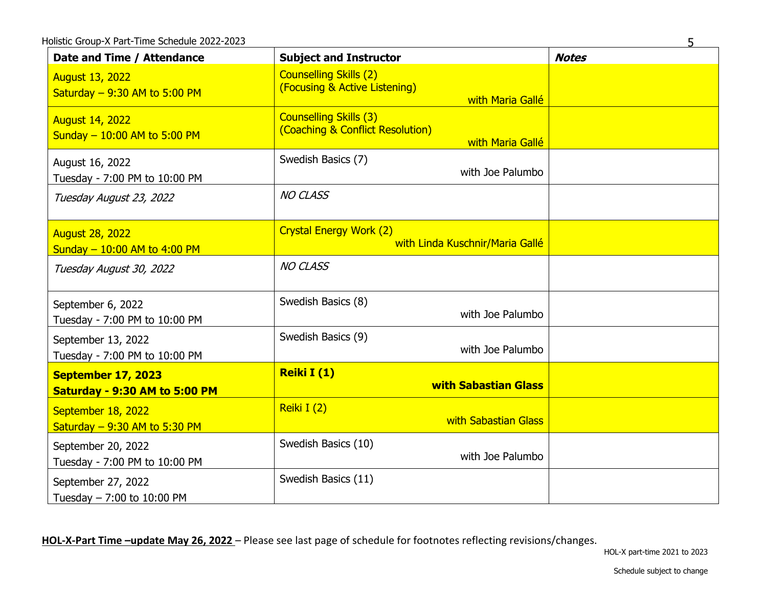| **Date and Time / Attendance** | **Subject and Instructor** | ***Notes*** |
|---|---|---|
| August 13, 2022<br>Saturday – 9:30 AM to 5:00 PM | Counselling Skills (2)<br>(Focusing & Active Listening)<br>with Maria Gallé | |
| August 14, 2022<br>Sunday – 10:00 AM to 5:00 PM | Counselling Skills (3)<br>(Coaching & Conflict Resolution)<br>with Maria Gallé | |
| August 16, 2022<br>Tuesday - 7:00 PM to 10:00 PM | Swedish Basics (7)<br>with Joe Palumbo | |
| *Tuesday August 23, 2022* | *NO CLASS* | |
| August 28, 2022<br>Sunday – 10:00 AM to 4:00 PM | Crystal Energy Work (2)<br>with Linda Kuschnir/Maria Gallé | |
| *Tuesday August 30, 2022* | *NO CLASS* | |
| September 6, 2022<br>Tuesday - 7:00 PM to 10:00 PM | Swedish Basics (8)<br>with Joe Palumbo | |
| September 13, 2022<br>Tuesday - 7:00 PM to 10:00 PM | Swedish Basics (9)<br>with Joe Palumbo | |
| **September 17, 2023**<br>**Saturday - 9:30 AM to 5:00 PM** | **Reiki I (1)**<br>**with Sabastian Glass** | |
| September 18, 2022<br>Saturday – 9:30 AM to 5:30 PM | Reiki I (2)<br>with Sabastian Glass | |
| September 20, 2022<br>Tuesday - 7:00 PM to 10:00 PM | Swedish Basics (10)<br>with Joe Palumbo | |
| September 27, 2022<br>Tuesday – 7:00 to 10:00 PM | Swedish Basics (11) | |

**HOL-X-Part Time –update May 26, 2022** – Please see last page of schedule for footnotes reflecting revisions/changes.

Schedule subject to change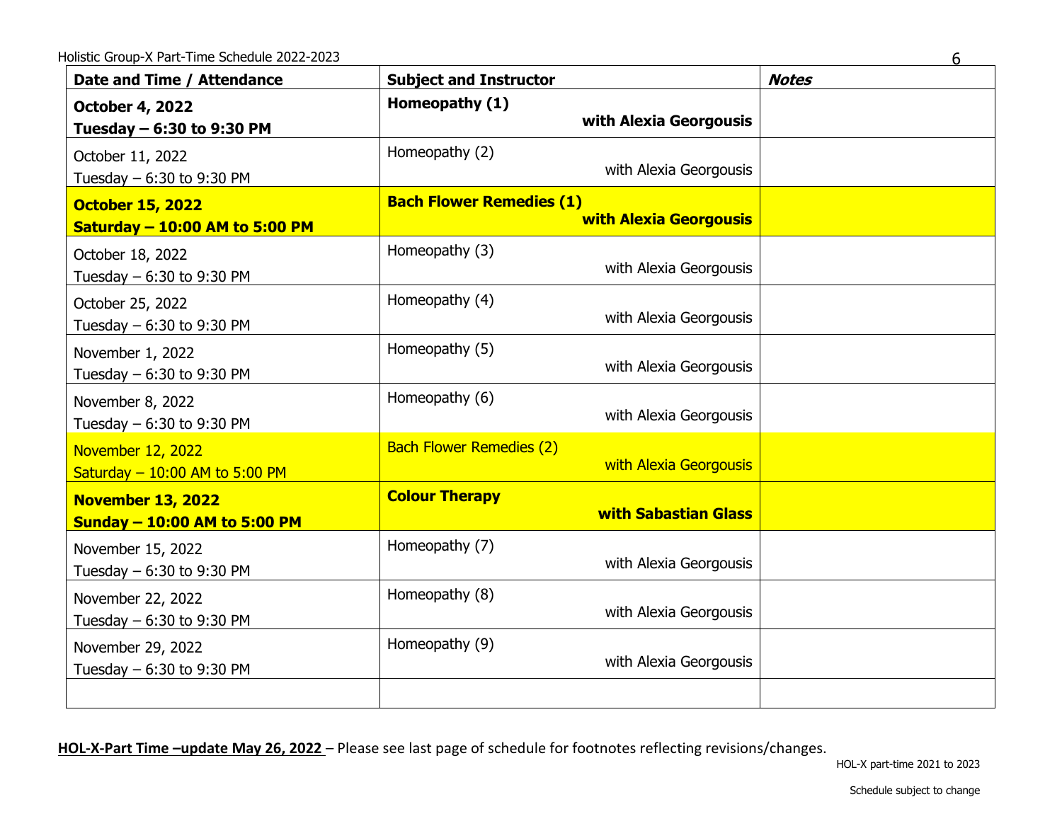| Date and Time / Attendance | Subject and Instructor | *Notes* |
|---|---|---|
| **October 4, 2022** **Tuesday – 6:30 to 9:30 PM** | **Homeopathy (1)** **with Alexia Georgousis** | |
| October 11, 2022 Tuesday – 6:30 to 9:30 PM | Homeopathy (2) with Alexia Georgousis | |
| **October 15, 2022** **Saturday – 10:00 AM to 5:00 PM** | **Bach Flower Remedies (1)** **with Alexia Georgousis** | |
| October 18, 2022 Tuesday – 6:30 to 9:30 PM | Homeopathy (3) with Alexia Georgousis | |
| October 25, 2022 Tuesday – 6:30 to 9:30 PM | Homeopathy (4) with Alexia Georgousis | |
| November 1, 2022 Tuesday – 6:30 to 9:30 PM | Homeopathy (5) with Alexia Georgousis | |
| November 8, 2022 Tuesday – 6:30 to 9:30 PM | Homeopathy (6) with Alexia Georgousis | |
| November 12, 2022 Saturday – 10:00 AM to 5:00 PM | Bach Flower Remedies (2) with Alexia Georgousis | |
| **November 13, 2022** **Sunday – 10:00 AM to 5:00 PM** | **Colour Therapy** **with Sabastian Glass** | |
| November 15, 2022 Tuesday – 6:30 to 9:30 PM | Homeopathy (7) with Alexia Georgousis | |
| November 22, 2022 Tuesday – 6:30 to 9:30 PM | Homeopathy (8) with Alexia Georgousis | |
| November 29, 2022 Tuesday – 6:30 to 9:30 PM | Homeopathy (9) with Alexia Georgousis | |
| | | |

**HOL-X-Part Time –update May 26, 2022** – Please see last page of schedule for footnotes reflecting revisions/changes.

HOL-X part-time 2021 to 2023

Schedule subject to change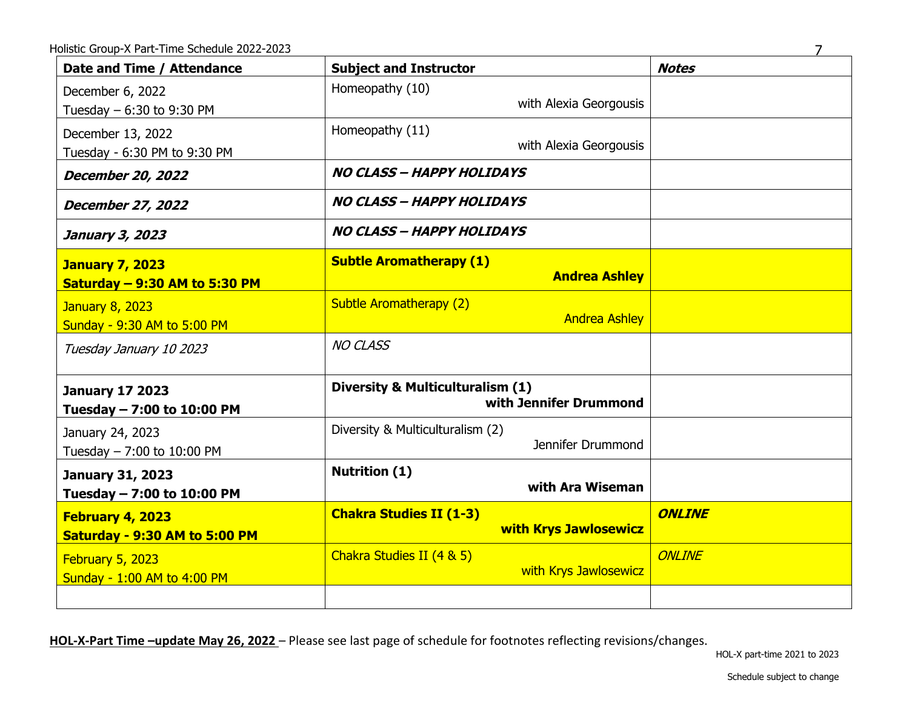| **Date and Time / Attendance** | **Subject and Instructor** | ***Notes*** |
|---|---|---|
| December 6, 2022<br>Tuesday – 6:30 to 9:30 PM | Homeopathy (10)<br>with Alexia Georgousis | |
| December 13, 2022<br>Tuesday - 6:30 PM to 9:30 PM | Homeopathy (11)<br>with Alexia Georgousis | |
| ***December 20, 2022*** | ***NO CLASS – HAPPY HOLIDAYS*** | |
| ***December 27, 2022*** | ***NO CLASS – HAPPY HOLIDAYS*** | |
| ***January 3, 2023*** | ***NO CLASS – HAPPY HOLIDAYS*** | |
| **January 7, 2023**<br>**Saturday – 9:30 AM to 5:30 PM** | **Subtle Aromatherapy (1)**<br>**Andrea Ashley** | |
| January 8, 2023<br>Sunday - 9:30 AM to 5:00 PM | Subtle Aromatherapy (2)<br>Andrea Ashley | |
| *Tuesday January 10 2023* | *NO CLASS* | |
| **January 17 2023**<br>**Tuesday – 7:00 to 10:00 PM** | **Diversity & Multiculturalism (1)**<br>**with Jennifer Drummond** | |
| January 24, 2023<br>Tuesday – 7:00 to 10:00 PM | Diversity & Multiculturalism (2)<br>Jennifer Drummond | |
| **January 31, 2023**<br>**Tuesday – 7:00 to 10:00 PM** | **Nutrition (1)**<br>**with Ara Wiseman** | |
| **February 4, 2023**<br>**Saturday - 9:30 AM to 5:00 PM** | **Chakra Studies II (1-3)**<br>**with Krys Jawlosewicz** | ***ONLINE*** |
| February 5, 2023<br>Sunday - 1:00 AM to 4:00 PM | Chakra Studies II (4 & 5)<br>with Krys Jawlosewicz | *ONLINE* |
| | | |

**HOL-X-Part Time –update May 26, 2022** – Please see last page of schedule for footnotes reflecting revisions/changes.

HOL-X part-time 2021 to 2023

Schedule subject to change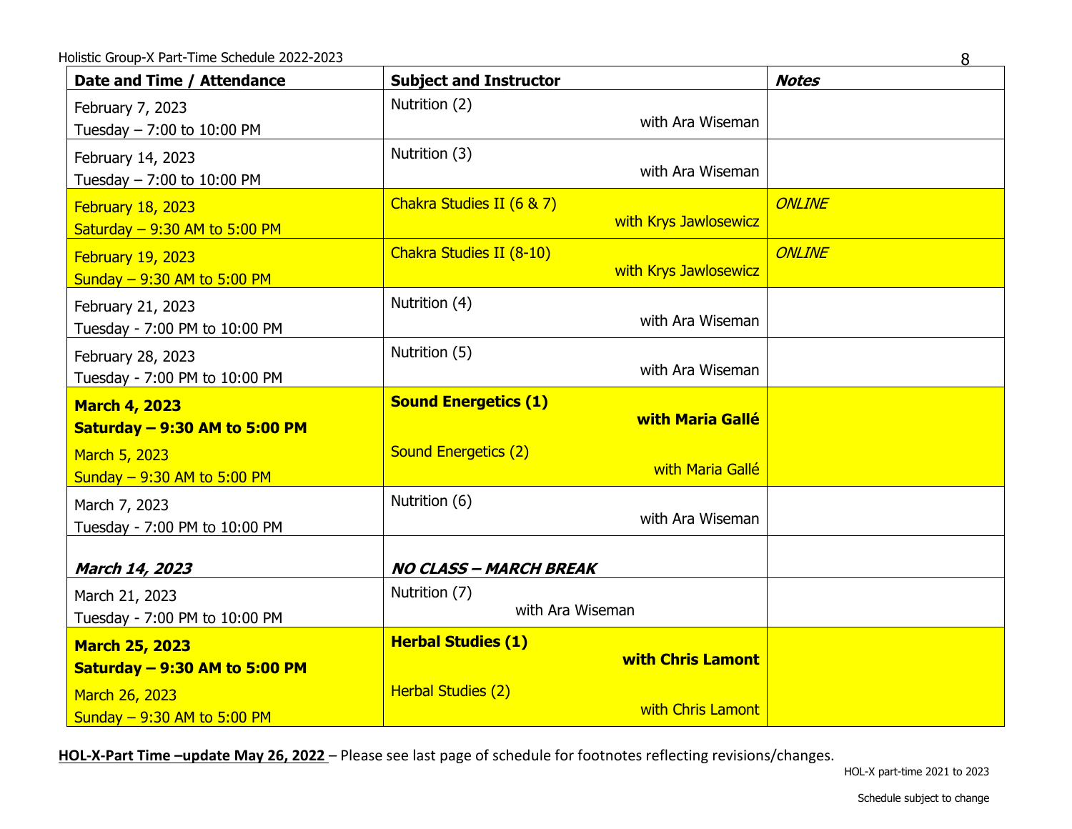| Date and Time / Attendance | Subject and Instructor | *Notes* |
|---|---|---|
| February 7, 2023<br>Tuesday – 7:00 to 10:00 PM | Nutrition (2)<br>with Ara Wiseman | |
| February 14, 2023<br>Tuesday – 7:00 to 10:00 PM | Nutrition (3)<br>with Ara Wiseman | |
| February 18, 2023<br>Saturday – 9:30 AM to 5:00 PM | Chakra Studies II (6 & 7)<br>with Krys Jawlosewicz | *ONLINE* |
| February 19, 2023<br>Sunday – 9:30 AM to 5:00 PM | Chakra Studies II (8-10)<br>with Krys Jawlosewicz | *ONLINE* |
| February 21, 2023<br>Tuesday - 7:00 PM to 10:00 PM | Nutrition (4)<br>with Ara Wiseman | |
| February 28, 2023<br>Tuesday - 7:00 PM to 10:00 PM | Nutrition (5)<br>with Ara Wiseman | |
| **March 4, 2023**<br>**Saturday – 9:30 AM to 5:00 PM**<br>March 5, 2023<br>Sunday – 9:30 AM to 5:00 PM | **Sound Energetics (1)**<br>**with Maria Gallé**<br>Sound Energetics (2)<br>with Maria Gallé | |
| March 7, 2023<br>Tuesday - 7:00 PM to 10:00 PM | Nutrition (6)<br>with Ara Wiseman | |
| ***March 14, 2023*** | ***NO CLASS – MARCH BREAK*** | |
| March 21, 2023<br>Tuesday - 7:00 PM to 10:00 PM | Nutrition (7)<br>with Ara Wiseman | |
| **March 25, 2023**<br>**Saturday – 9:30 AM to 5:00 PM**<br>March 26, 2023<br>Sunday – 9:30 AM to 5:00 PM | **Herbal Studies (1)**<br>**with Chris Lamont**<br>Herbal Studies (2)<br>with Chris Lamont | |

**HOL-X-Part Time –update May 26, 2022** – Please see last page of schedule for footnotes reflecting revisions/changes.

HOL-X part-time 2021 to 2023

Schedule subject to change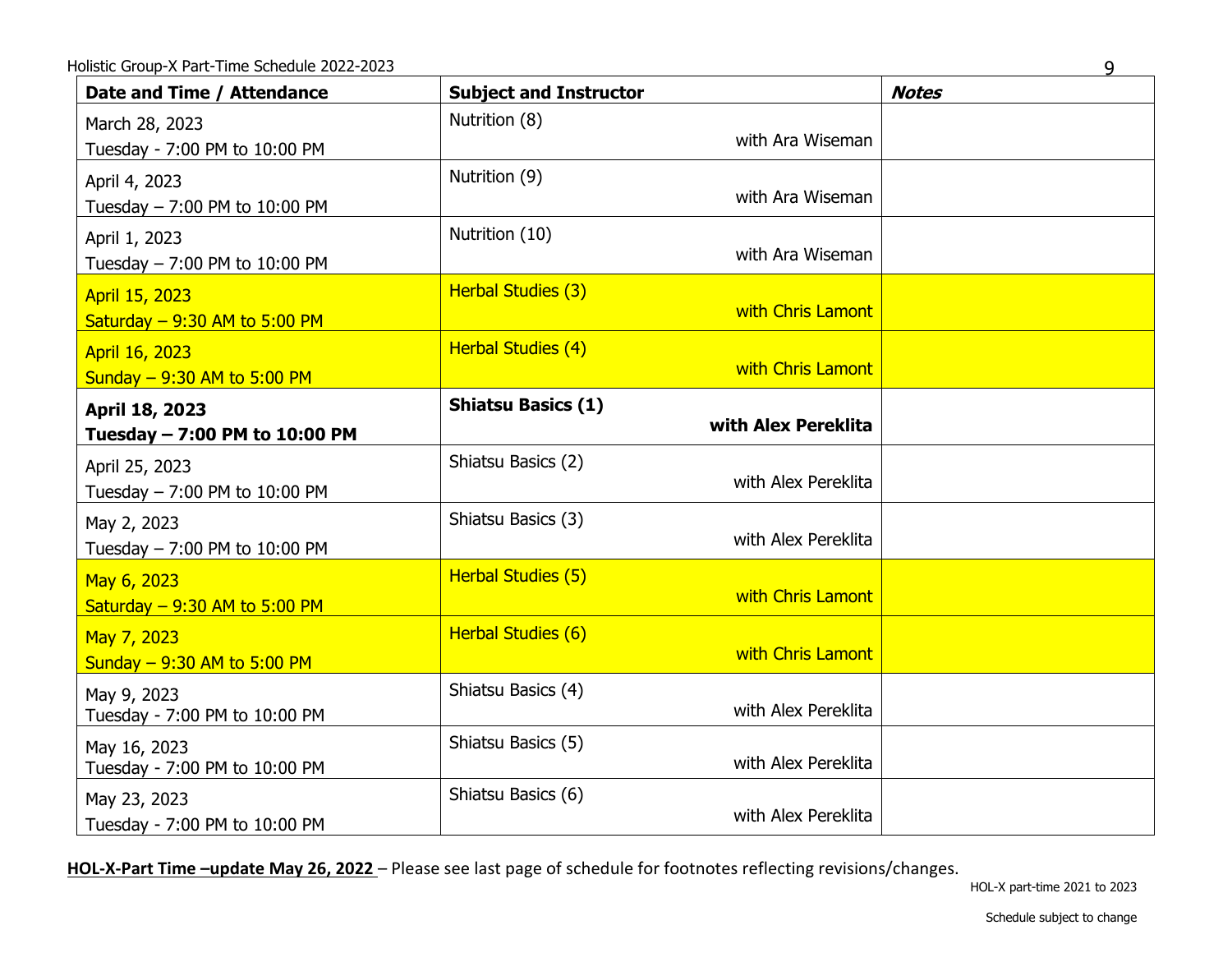| **Date and Time / Attendance** | **Subject and Instructor** | ***Notes*** |
|---|---|---|
| March 28, 2023<br>Tuesday - 7:00 PM to 10:00 PM | Nutrition (8)<br>with Ara Wiseman | |
| April 4, 2023<br>Tuesday – 7:00 PM to 10:00 PM | Nutrition (9)<br>with Ara Wiseman | |
| April 1, 2023<br>Tuesday – 7:00 PM to 10:00 PM | Nutrition (10)<br>with Ara Wiseman | |
| April 15, 2023<br>Saturday – 9:30 AM to 5:00 PM | Herbal Studies (3)<br>with Chris Lamont | |
| April 16, 2023<br>Sunday – 9:30 AM to 5:00 PM | Herbal Studies (4)<br>with Chris Lamont | |
| **April 18, 2023**<br>**Tuesday – 7:00 PM to 10:00 PM** | **Shiatsu Basics (1)**<br>**with Alex Pereklita** | |
| April 25, 2023<br>Tuesday – 7:00 PM to 10:00 PM | Shiatsu Basics (2)<br>with Alex Pereklita | |
| May 2, 2023<br>Tuesday – 7:00 PM to 10:00 PM | Shiatsu Basics (3)<br>with Alex Pereklita | |
| May 6, 2023<br>Saturday – 9:30 AM to 5:00 PM | Herbal Studies (5)<br>with Chris Lamont | |
| May 7, 2023<br>Sunday – 9:30 AM to 5:00 PM | Herbal Studies (6)<br>with Chris Lamont | |
| May 9, 2023<br>Tuesday - 7:00 PM to 10:00 PM | Shiatsu Basics (4)<br>with Alex Pereklita | |
| May 16, 2023<br>Tuesday - 7:00 PM to 10:00 PM | Shiatsu Basics (5)<br>with Alex Pereklita | |
| May 23, 2023<br>Tuesday - 7:00 PM to 10:00 PM | Shiatsu Basics (6)<br>with Alex Pereklita | |

**HOL-X-Part Time –update May 26, 2022** – Please see last page of schedule for footnotes reflecting revisions/changes.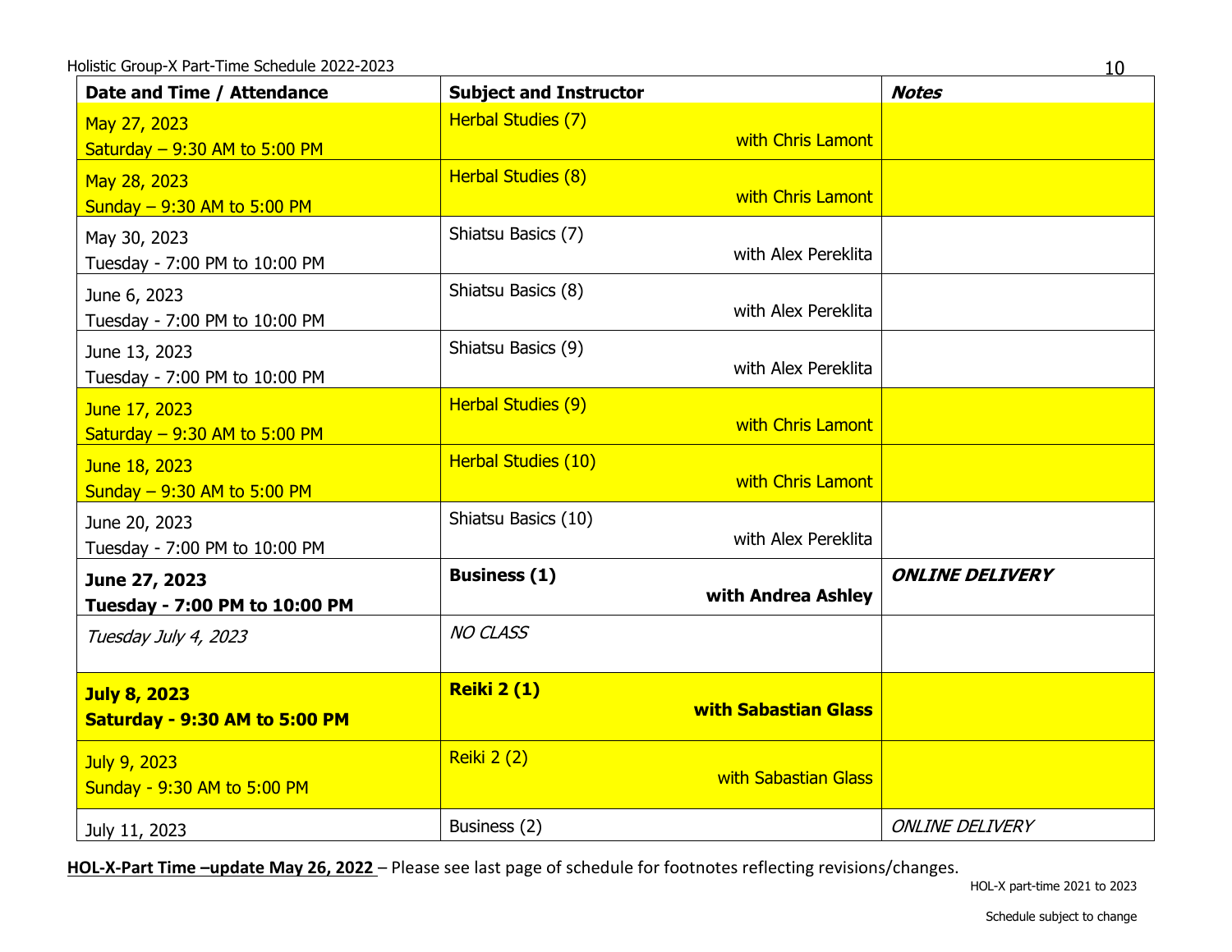| Date and Time / Attendance | Subject and Instructor | *Notes* |
|---|---|---|
| May 27, 2023<br>Saturday – 9:30 AM to 5:00 PM | Herbal Studies (7)<br>with Chris Lamont | |
| May 28, 2023<br>Sunday – 9:30 AM to 5:00 PM | Herbal Studies (8)<br>with Chris Lamont | |
| May 30, 2023<br>Tuesday - 7:00 PM to 10:00 PM | Shiatsu Basics (7)<br>with Alex Pereklita | |
| June 6, 2023<br>Tuesday - 7:00 PM to 10:00 PM | Shiatsu Basics (8)<br>with Alex Pereklita | |
| June 13, 2023<br>Tuesday - 7:00 PM to 10:00 PM | Shiatsu Basics (9)<br>with Alex Pereklita | |
| June 17, 2023<br>Saturday – 9:30 AM to 5:00 PM | Herbal Studies (9)<br>with Chris Lamont | |
| June 18, 2023<br>Sunday – 9:30 AM to 5:00 PM | Herbal Studies (10)<br>with Chris Lamont | |
| June 20, 2023<br>Tuesday - 7:00 PM to 10:00 PM | Shiatsu Basics (10)<br>with Alex Pereklita | |
| **June 27, 2023<br>Tuesday - 7:00 PM to 10:00 PM** | **Business (1)<br>with Andrea Ashley** | ***ONLINE DELIVERY*** |
| *Tuesday July 4, 2023* | *NO CLASS* | |
| **July 8, 2023<br>Saturday - 9:30 AM to 5:00 PM** | **Reiki 2 (1)<br>with Sabastian Glass** | |
| July 9, 2023<br>Sunday - 9:30 AM to 5:00 PM | Reiki 2 (2)<br>with Sabastian Glass | |
| July 11, 2023 | Business (2) | *ONLINE DELIVERY* |

**HOL-X-Part Time –update May 26, 2022** – Please see last page of schedule for footnotes reflecting revisions/changes.

HOL-X part-time 2021 to 2023

Schedule subject to change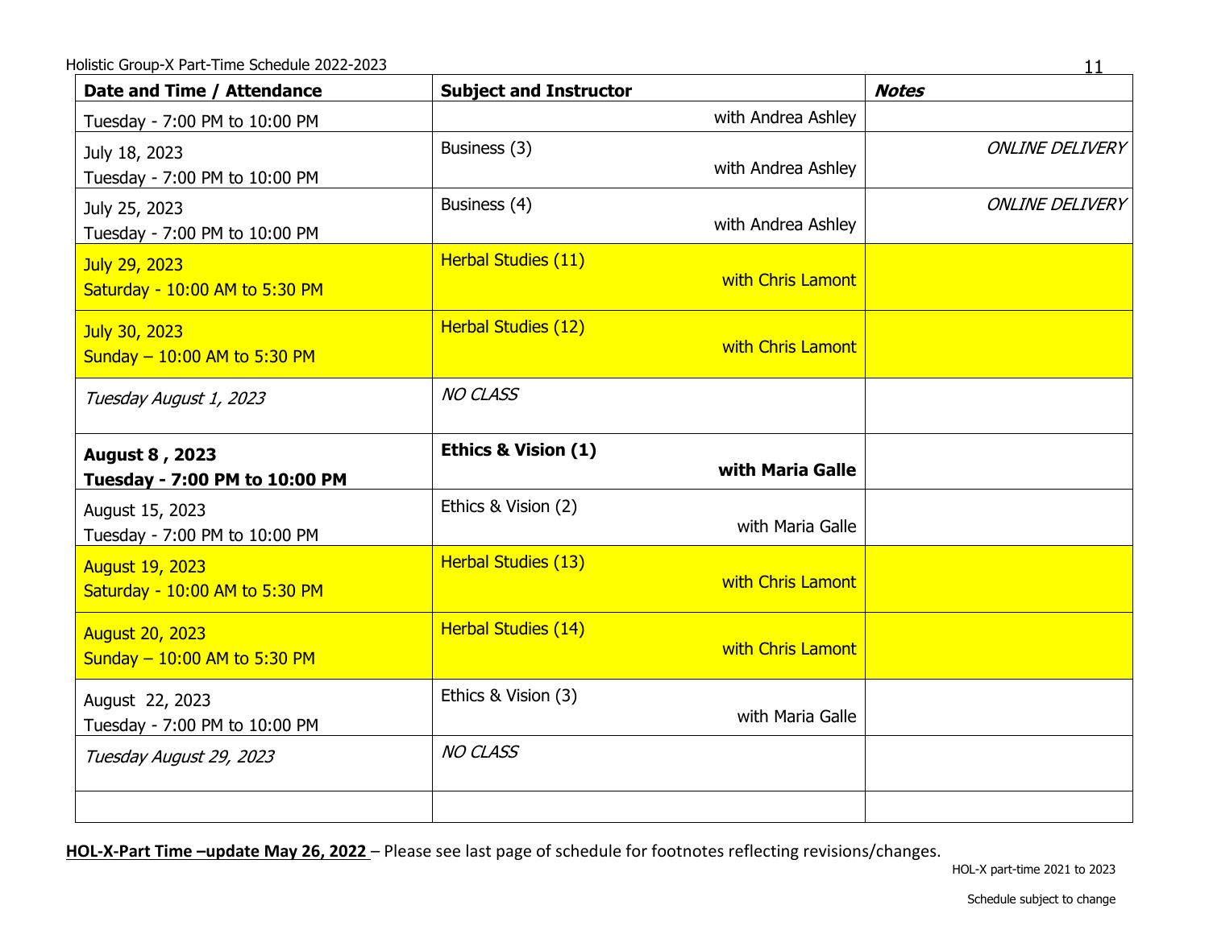| **Date and Time / Attendance** | **Subject and Instructor** | ***Notes*** |
|---|---|---|
| Tuesday - 7:00 PM to 10:00 PM | with Andrea Ashley | |
| July 18, 2023<br>Tuesday - 7:00 PM to 10:00 PM | Business (3)<br>with Andrea Ashley | *ONLINE DELIVERY* |
| July 25, 2023<br>Tuesday - 7:00 PM to 10:00 PM | Business (4)<br>with Andrea Ashley | *ONLINE DELIVERY* |
| July 29, 2023<br>Saturday - 10:00 AM to 5:30 PM | Herbal Studies (11)<br>with Chris Lamont | |
| July 30, 2023<br>Sunday – 10:00 AM to 5:30 PM | Herbal Studies (12)<br>with Chris Lamont | |
| *Tuesday August 1, 2023* | *NO CLASS* | |
| **August 8 , 2023**<br>**Tuesday - 7:00 PM to 10:00 PM** | **Ethics & Vision (1)**<br>**with Maria Galle** | |
| August 15, 2023<br>Tuesday - 7:00 PM to 10:00 PM | Ethics & Vision (2)<br>with Maria Galle | |
| August 19, 2023<br>Saturday - 10:00 AM to 5:30 PM | Herbal Studies (13)<br>with Chris Lamont | |
| August 20, 2023<br>Sunday – 10:00 AM to 5:30 PM | Herbal Studies (14)<br>with Chris Lamont | |
| August 22, 2023<br>Tuesday - 7:00 PM to 10:00 PM | Ethics & Vision (3)<br>with Maria Galle | |
| *Tuesday August 29, 2023* | *NO CLASS* | |
| | | |

**HOL-X-Part Time –update May 26, 2022** – Please see last page of schedule for footnotes reflecting revisions/changes.

HOL-X part-time 2021 to 2023

Schedule subject to change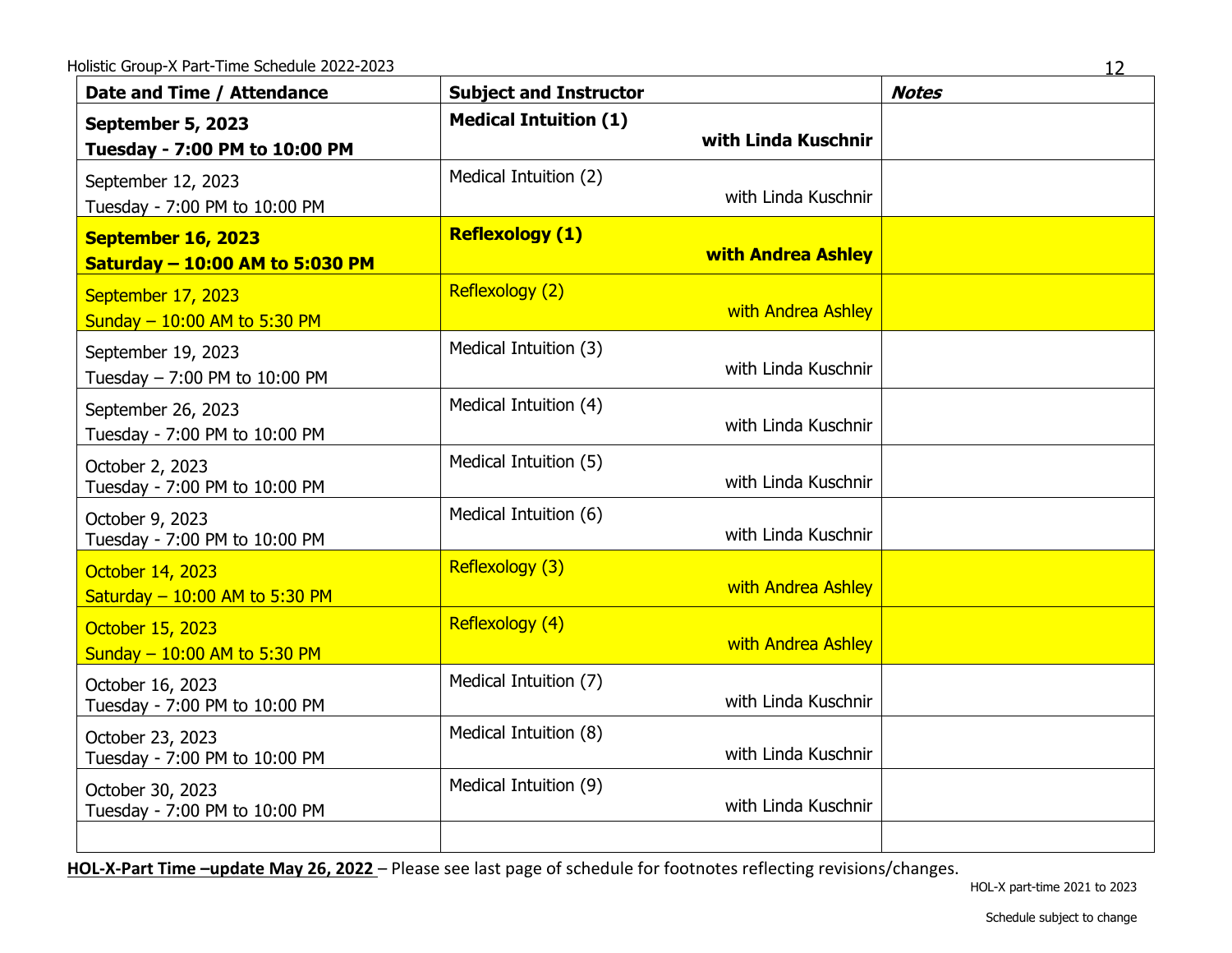Holistic Group-X Part-Time Schedule 2022-2023

| Date and Time / Attendance | Subject and Instructor | *Notes* |
|---|---|---|
| **September 5, 2023**<br>**Tuesday - 7:00 PM to 10:00 PM** | **Medical Intuition (1)**<br>**with Linda Kuschnir** | |
| September 12, 2023<br>Tuesday - 7:00 PM to 10:00 PM | Medical Intuition (2)<br>with Linda Kuschnir | |
| **September 16, 2023**<br>**Saturday – 10:00 AM to 5:030 PM** | **Reflexology (1)**<br>**with Andrea Ashley** | |
| September 17, 2023<br>Sunday – 10:00 AM to 5:30 PM | Reflexology (2)<br>with Andrea Ashley | |
| September 19, 2023<br>Tuesday – 7:00 PM to 10:00 PM | Medical Intuition (3)<br>with Linda Kuschnir | |
| September 26, 2023<br>Tuesday - 7:00 PM to 10:00 PM | Medical Intuition (4)<br>with Linda Kuschnir | |
| October 2, 2023<br>Tuesday - 7:00 PM to 10:00 PM | Medical Intuition (5)<br>with Linda Kuschnir | |
| October 9, 2023<br>Tuesday - 7:00 PM to 10:00 PM | Medical Intuition (6)<br>with Linda Kuschnir | |
| October 14, 2023<br>Saturday – 10:00 AM to 5:30 PM | Reflexology (3)<br>with Andrea Ashley | |
| October 15, 2023<br>Sunday – 10:00 AM to 5:30 PM | Reflexology (4)<br>with Andrea Ashley | |
| October 16, 2023<br>Tuesday - 7:00 PM to 10:00 PM | Medical Intuition (7)<br>with Linda Kuschnir | |
| October 23, 2023<br>Tuesday - 7:00 PM to 10:00 PM | Medical Intuition (8)<br>with Linda Kuschnir | |
| October 30, 2023<br>Tuesday - 7:00 PM to 10:00 PM | Medical Intuition (9)<br>with Linda Kuschnir | |
| | | |

**HOL-X-Part Time –update May 26, 2022** – Please see last page of schedule for footnotes reflecting revisions/changes.

HOL-X part-time 2021 to 2023

Schedule subject to change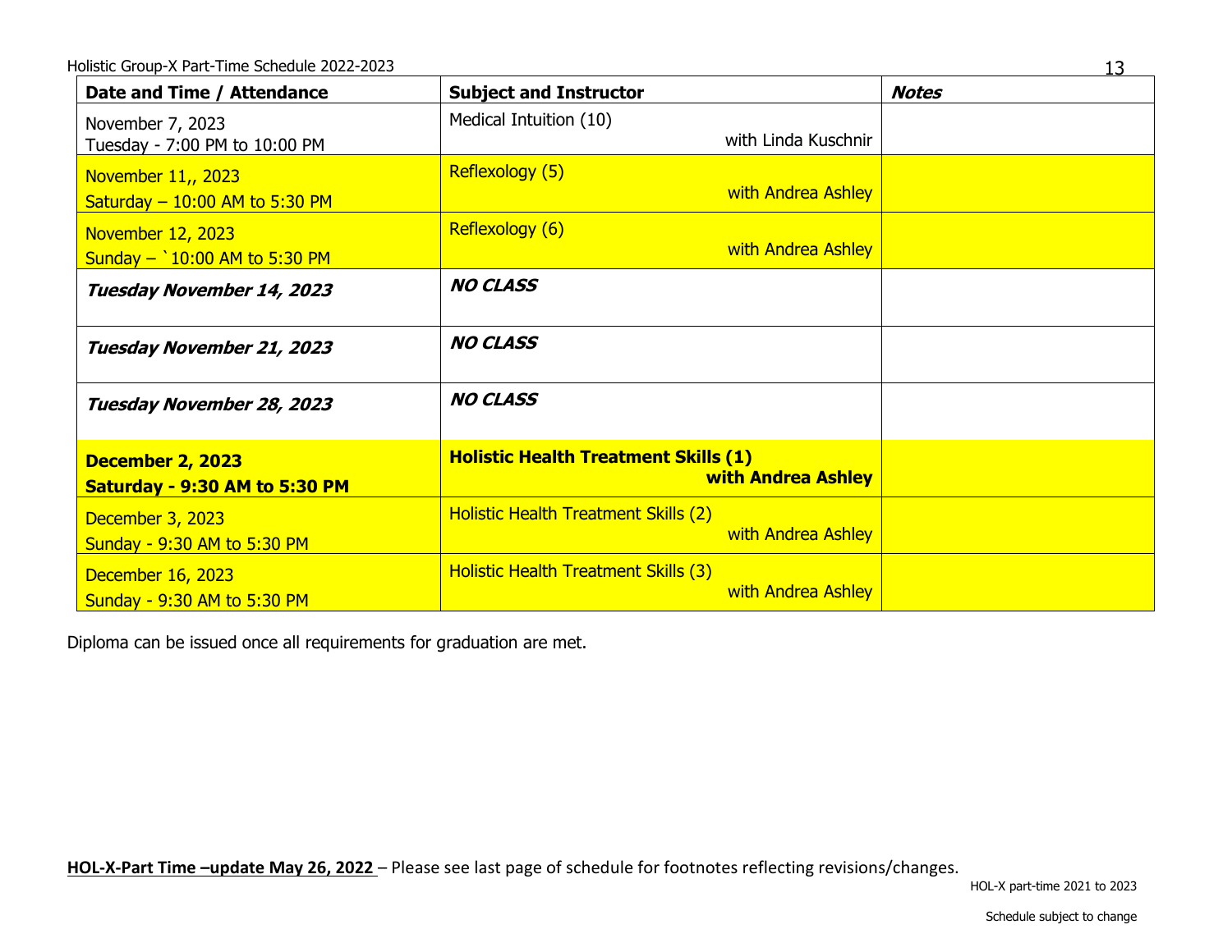| Date and Time / Attendance | Subject and Instructor | *Notes* |
| --- | --- | --- |
| November 7, 2023<br>Tuesday - 7:00 PM to 10:00 PM | Medical Intuition (10)<br>with Linda Kuschnir | |
| November 11,, 2023<br>Saturday – 10:00 AM to 5:30 PM | Reflexology (5)<br>with Andrea Ashley | |
| November 12, 2023<br>Sunday – `10:00 AM to 5:30 PM | Reflexology (6)<br>with Andrea Ashley | |
| ***Tuesday November 14, 2023*** | ***NO CLASS*** | |
| ***Tuesday November 21, 2023*** | ***NO CLASS*** | |
| ***Tuesday November 28, 2023*** | ***NO CLASS*** | |
| **December 2, 2023**<br>**Saturday - 9:30 AM to 5:30 PM** | **Holistic Health Treatment Skills (1)**<br>**with Andrea Ashley** | |
| December 3, 2023<br>Sunday - 9:30 AM to 5:30 PM | Holistic Health Treatment Skills (2)<br>with Andrea Ashley | |
| December 16, 2023<br>Sunday - 9:30 AM to 5:30 PM | Holistic Health Treatment Skills (3)<br>with Andrea Ashley | |

Diploma can be issued once all requirements for graduation are met.

**HOL-X-Part Time –update May 26, 2022** – Please see last page of schedule for footnotes reflecting revisions/changes.

Schedule subject to change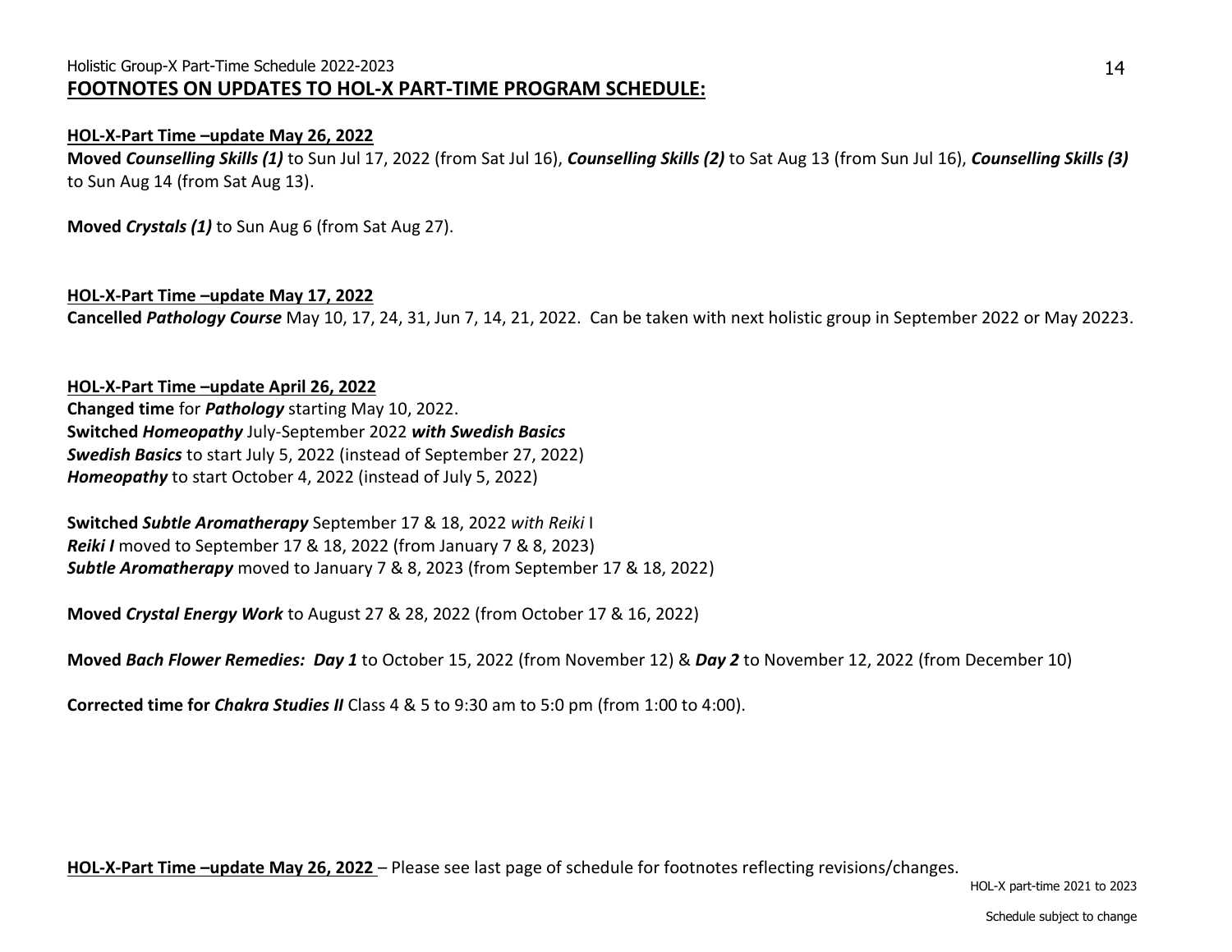## FOOTNOTES ON UPDATES TO HOL-X PART-TIME PROGRAM SCHEDULE:

**HOL-X-Part Time –update May 26, 2022**

**Moved *Counselling Skills (1)*** to Sun Jul 17, 2022 (from Sat Jul 16), ***Counselling Skills (2)*** to Sat Aug 13 (from Sun Jul 16), ***Counselling Skills (3)*** to Sun Aug 14 (from Sat Aug 13).

**Moved *Crystals (1)*** to Sun Aug 6 (from Sat Aug 27).

**HOL-X-Part Time –update May 17, 2022**

**Cancelled *Pathology Course*** May 10, 17, 24, 31, Jun 7, 14, 21, 2022. Can be taken with next holistic group in September 2022 or May 20223.

**HOL-X-Part Time –update April 26, 2022**

**Changed time** for ***Pathology*** starting May 10, 2022.
**Switched *Homeopathy*** July-September 2022 ***with Swedish Basics***
***Swedish Basics*** to start July 5, 2022 (instead of September 27, 2022)
***Homeopathy*** to start October 4, 2022 (instead of July 5, 2022)

**Switched *Subtle Aromatherapy*** September 17 & 18, 2022 *with Reiki* I
***Reiki I*** moved to September 17 & 18, 2022 (from January 7 & 8, 2023)
***Subtle Aromatherapy*** moved to January 7 & 8, 2023 (from September 17 & 18, 2022)

**Moved *Crystal Energy Work*** to August 27 & 28, 2022 (from October 17 & 16, 2022)

**Moved *Bach Flower Remedies: Day 1*** to October 15, 2022 (from November 12) & ***Day 2*** to November 12, 2022 (from December 10)

**Corrected time for *Chakra Studies II*** Class 4 & 5 to 9:30 am to 5:0 pm (from 1:00 to 4:00).

**HOL-X-Part Time –update May 26, 2022** – Please see last page of schedule for footnotes reflecting revisions/changes.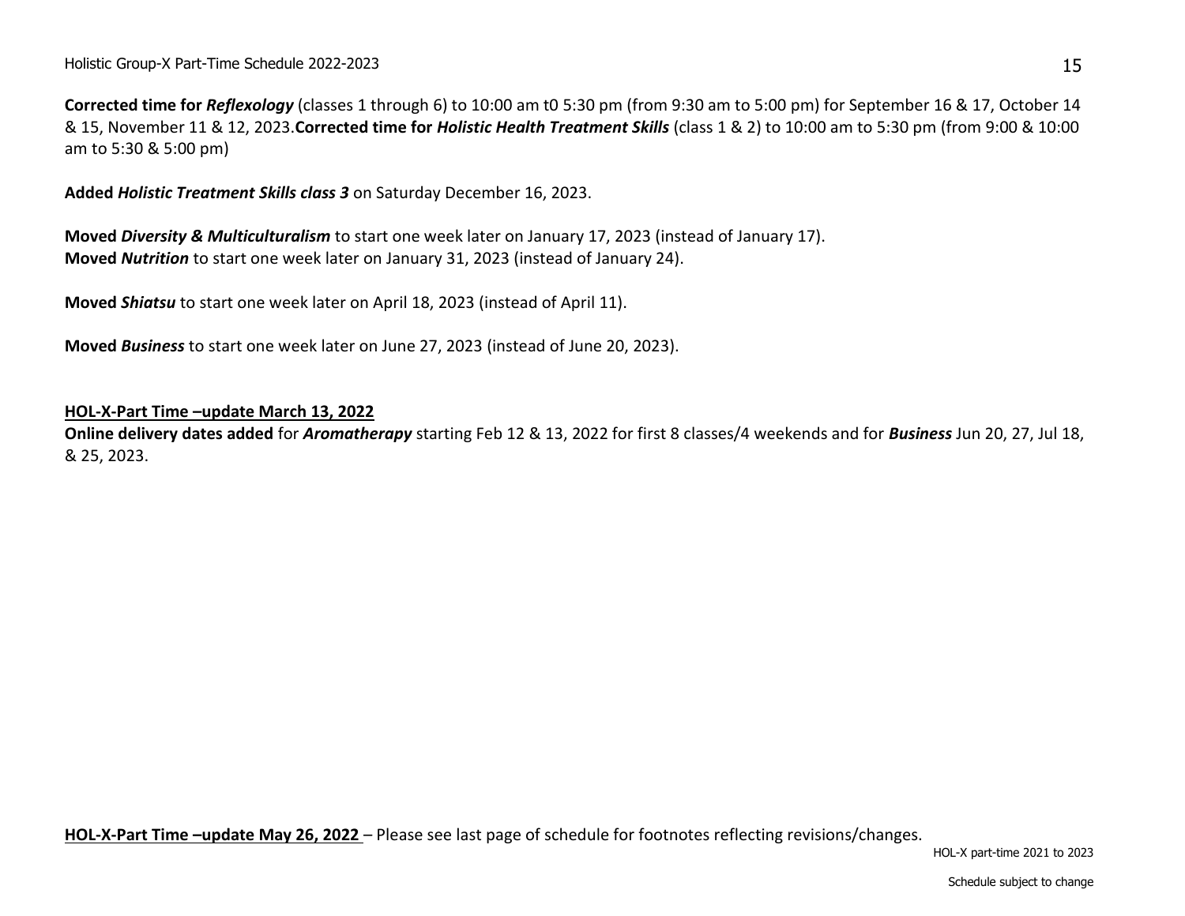**Corrected time for *Reflexology*** (classes 1 through 6) to 10:00 am t0 5:30 pm (from 9:30 am to 5:00 pm) for September 16 & 17, October 14 & 15, November 11 & 12, 2023.**Corrected time for *Holistic Health Treatment Skills*** (class 1 & 2) to 10:00 am to 5:30 pm (from 9:00 & 10:00 am to 5:30 & 5:00 pm)

**Added *Holistic Treatment Skills class 3*** on Saturday December 16, 2023.

**Moved *Diversity & Multiculturalism*** to start one week later on January 17, 2023 (instead of January 17).
**Moved *Nutrition*** to start one week later on January 31, 2023 (instead of January 24).

**Moved *Shiatsu*** to start one week later on April 18, 2023 (instead of April 11).

**Moved *Business*** to start one week later on June 27, 2023 (instead of June 20, 2023).

**<u>HOL-X-Part Time –update March 13, 2022</u>**
**Online delivery dates added** for ***Aromatherapy*** starting Feb 12 & 13, 2022 for first 8 classes/4 weekends and for ***Business*** Jun 20, 27, Jul 18, & 25, 2023.

**<u>HOL-X-Part Time –update May 26, 2022</u>** – Please see last page of schedule for footnotes reflecting revisions/changes.

HOL-X part-time 2021 to 2023

Schedule subject to change